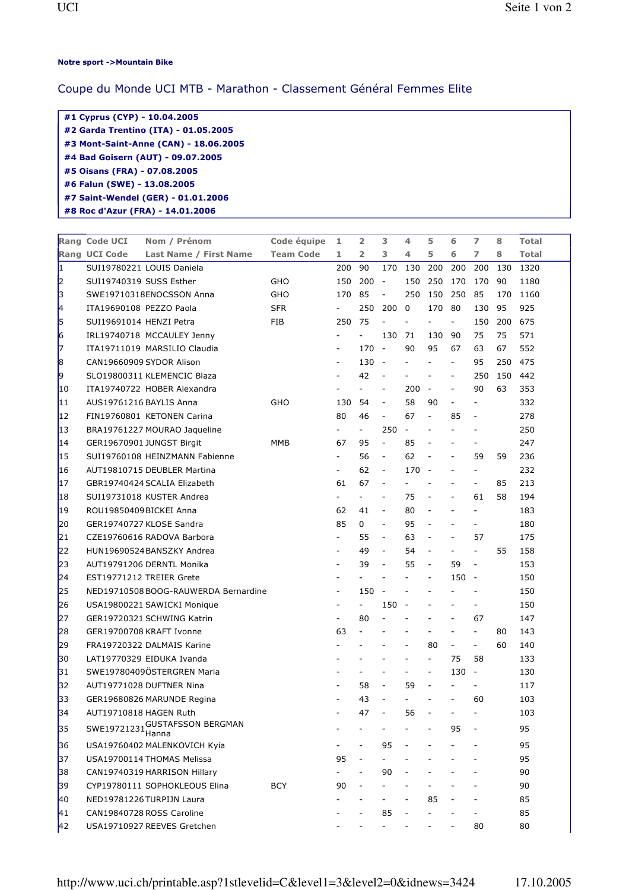**Notre sport ->Mountain Bike**

## Coupe du Monde UCI MTB - Marathon - Classement Général Femmes Elite

**#1 Cyprus (CYP) - 10.04.2005**
**#2 Garda Trentino (ITA) - 01.05.2005**
**#3 Mont-Saint-Anne (CAN) - 18.06.2005**
**#4 Bad Goisern (AUT) - 09.07.2005**
**#5 Oisans (FRA) - 07.08.2005**
**#6 Falun (SWE) - 13.08.2005**
**#7 Saint-Wendel (GER) - 01.01.2006**
**#8 Roc d'Azur (FRA) - 14.01.2006**

| Rang | Code UCI | Nom / Prénom | Code équipe | 1 | 2 | 3 | 4 | 5 | 6 | 7 | 8 | Total |
|---|---|---|---|---|---|---|---|---|---|---|---|---|
| Rang | UCI Code | Last Name / First Name | Team Code | 1 | 2 | 3 | 4 | 5 | 6 | 7 | 8 | Total |
| 1 | SUI19780221 | LOUIS Daniela | | 200 | 90 | 170 | 130 | 200 | 200 | 200 | 130 | 1320 |
| 2 | SUI19740319 | SUSS Esther | GHO | 150 | 200 | - | 150 | 250 | 170 | 170 | 90 | 1180 |
| 3 | SWE19710318 | ENOCSSON Anna | GHO | 170 | 85 | - | 250 | 150 | 250 | 85 | 170 | 1160 |
| 4 | ITA19690108 | PEZZO Paola | SFR | - | 250 | 200 | 0 | 170 | 80 | 130 | 95 | 925 |
| 5 | SUI19691014 | HENZI Petra | FIB | 250 | 75 | - | - | - | - | 150 | 200 | 675 |
| 6 | IRL19740718 | MCCAULEY Jenny | | - | - | 130 | 71 | 130 | 90 | 75 | 75 | 571 |
| 7 | ITA19711019 | MARSILIO Claudia | | - | 170 | - | 90 | 95 | 67 | 63 | 67 | 552 |
| 8 | CAN19660909 | SYDOR Alison | | - | 130 | - | - | - | - | 95 | 250 | 475 |
| 9 | SLO19800311 | KLEMENCIC Blaza | | - | 42 | - | - | - | - | 250 | 150 | 442 |
| 10 | ITA19740722 | HOBER Alexandra | | - | - | - | 200 | - | - | 90 | 63 | 353 |
| 11 | AUS19761216 | BAYLIS Anna | GHO | 130 | 54 | - | 58 | 90 | - | - | | 332 |
| 12 | FIN19760801 | KETONEN Carina | | 80 | 46 | - | 67 | - | 85 | - | | 278 |
| 13 | BRA19761227 | MOURAO Jaqueline | | - | - | 250 | - | - | - | - | | 250 |
| 14 | GER19670901 | JUNGST Birgit | MMB | 67 | 95 | - | 85 | - | - | - | | 247 |
| 15 | SUI19760108 | HEINZMANN Fabienne | | - | 56 | - | 62 | - | - | 59 | 59 | 236 |
| 16 | AUT19810715 | DEUBLER Martina | | - | 62 | - | 170 | - | - | - | | 232 |
| 17 | GBR19740424 | SCALIA Elizabeth | | 61 | 67 | - | - | - | - | - | 85 | 213 |
| 18 | SUI19731018 | KUSTER Andrea | | - | - | - | 75 | - | - | 61 | 58 | 194 |
| 19 | ROU19850409 | BICKEI Anna | | 62 | 41 | - | 80 | - | - | - | | 183 |
| 20 | GER19740727 | KLOSE Sandra | | 85 | 0 | - | 95 | - | - | - | | 180 |
| 21 | CZE19760616 | RADOVA Barbora | | - | 55 | - | 63 | - | - | 57 | | 175 |
| 22 | HUN19690524 | BANSZKY Andrea | | - | 49 | - | 54 | - | - | - | 55 | 158 |
| 23 | AUT19791206 | DERNTL Monika | | - | 39 | - | 55 | - | 59 | - | | 153 |
| 24 | EST19771212 | TREIER Grete | | - | - | - | - | - | 150 | - | | 150 |
| 25 | NED19710508 | BOOG-RAUWERDA Bernardine | | - | 150 | - | - | - | - | - | | 150 |
| 26 | USA19800221 | SAWICKI Monique | | - | - | 150 | - | - | - | - | | 150 |
| 27 | GER19720321 | SCHWING Katrin | | - | 80 | - | - | - | - | 67 | | 147 |
| 28 | GER19700708 | KRAFT Ivonne | | 63 | - | - | - | - | - | - | 80 | 143 |
| 29 | FRA19720322 | DALMAIS Karine | | - | - | - | - | 80 | - | - | 60 | 140 |
| 30 | LAT19770329 | EIDUKA Ivanda | | - | - | - | - | - | 75 | 58 | | 133 |
| 31 | SWE19780409 | ÖSTERGREN Maria | | - | - | - | - | - | 130 | - | | 130 |
| 32 | AUT19771028 | DUFTNER Nina | | - | 58 | - | 59 | - | - | - | | 117 |
| 33 | GER19680826 | MARUNDE Regina | | - | 43 | - | - | - | - | 60 | | 103 |
| 34 | AUT19710818 | HAGEN Ruth | | - | 47 | - | 56 | - | - | - | | 103 |
| 35 | SWE19721231 | GUSTAFSSON BERGMAN Hanna | | - | - | - | - | - | 95 | - | | 95 |
| 36 | USA19760402 | MALENKOVICH Kyia | | - | - | 95 | - | - | - | - | | 95 |
| 37 | USA19700114 | THOMAS Melissa | | 95 | - | - | - | - | - | - | | 95 |
| 38 | CAN19740319 | HARRISON Hillary | | - | - | 90 | - | - | - | - | | 90 |
| 39 | CYP19780111 | SOPHOKLEOUS Elina | BCY | 90 | - | - | - | - | - | - | | 90 |
| 40 | NED19781226 | TURPIJN Laura | | - | - | - | - | 85 | - | - | | 85 |
| 41 | CAN19840728 | ROSS Caroline | | - | - | 85 | - | - | - | - | | 85 |
| 42 | USA19710927 | REEVES Gretchen | | - | - | - | - | - | - | 80 | | 80 |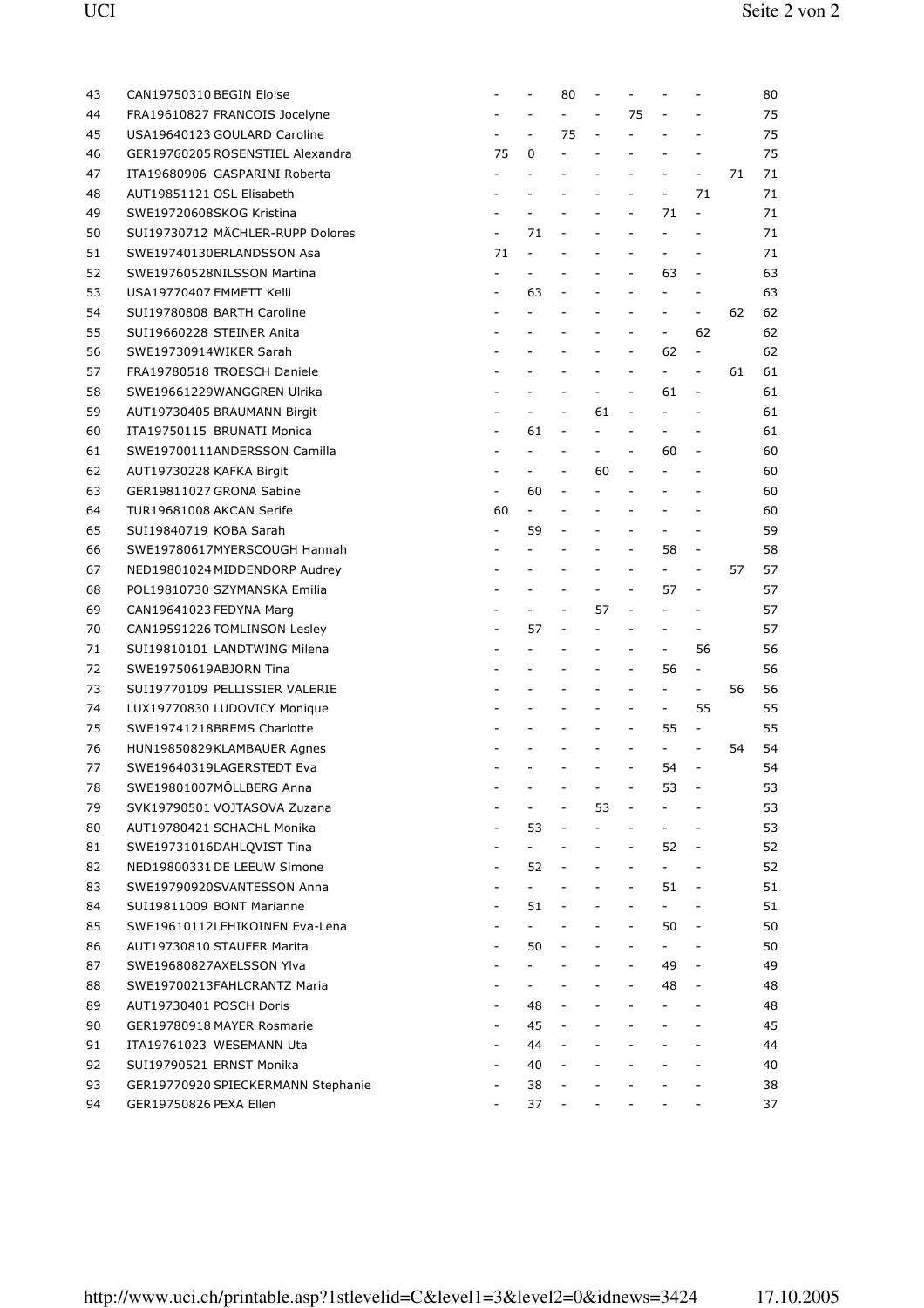| | | | | | | | | | | |
|---|---|---|---|---|---|---|---|---|---|---|
| 43 | CAN19750310 BEGIN Eloise | - | - | 80 | - | - | - | - | | 80 |
| 44 | FRA19610827 FRANCOIS Jocelyne | - | - | - | - | 75 | - | - | | 75 |
| 45 | USA19640123 GOULARD Caroline | - | - | 75 | - | - | - | - | | 75 |
| 46 | GER19760205 ROSENSTIEL Alexandra | 75 | 0 | - | - | - | - | - | | 75 |
| 47 | ITA19680906 GASPARINI Roberta | - | - | - | - | - | - | - | 71 | 71 |
| 48 | AUT19851121 OSL Elisabeth | - | - | - | - | - | - | 71 | | 71 |
| 49 | SWE19720608SKOG Kristina | - | - | - | - | - | 71 | - | | 71 |
| 50 | SUI19730712 MÄCHLER-RUPP Dolores | - | 71 | - | - | - | - | - | | 71 |
| 51 | SWE19740130ERLANDSSON Asa | 71 | - | - | - | - | - | - | | 71 |
| 52 | SWE19760528NILSSON Martina | - | - | - | - | - | 63 | - | | 63 |
| 53 | USA19770407 EMMETT Kelli | - | 63 | - | - | - | - | - | | 63 |
| 54 | SUI19780808 BARTH Caroline | - | - | - | - | - | - | - | 62 | 62 |
| 55 | SUI19660228 STEINER Anita | - | - | - | - | - | - | 62 | | 62 |
| 56 | SWE19730914WIKER Sarah | - | - | - | - | - | 62 | - | | 62 |
| 57 | FRA19780518 TROESCH Daniele | - | - | - | - | - | - | - | 61 | 61 |
| 58 | SWE19661229WANGGREN Ulrika | - | - | - | - | - | 61 | - | | 61 |
| 59 | AUT19730405 BRAUMANN Birgit | - | - | - | 61 | - | - | - | | 61 |
| 60 | ITA19750115 BRUNATI Monica | - | 61 | - | - | - | - | - | | 61 |
| 61 | SWE19700111ANDERSSON Camilla | - | - | - | - | - | 60 | - | | 60 |
| 62 | AUT19730228 KAFKA Birgit | - | - | - | 60 | - | - | - | | 60 |
| 63 | GER19811027 GRONA Sabine | - | 60 | - | - | - | - | - | | 60 |
| 64 | TUR19681008 AKCAN Serife | 60 | - | - | - | - | - | - | | 60 |
| 65 | SUI19840719 KOBA Sarah | - | 59 | - | - | - | - | - | | 59 |
| 66 | SWE19780617MYERSCOUGH Hannah | - | - | - | - | - | 58 | - | | 58 |
| 67 | NED19801024 MIDDENDORP Audrey | - | - | - | - | - | - | - | 57 | 57 |
| 68 | POL19810730 SZYMANSKA Emilia | - | - | - | - | - | 57 | - | | 57 |
| 69 | CAN19641023 FEDYNA Marg | - | - | - | 57 | - | - | - | | 57 |
| 70 | CAN19591226 TOMLINSON Lesley | - | 57 | - | - | - | - | - | | 57 |
| 71 | SUI19810101 LANDTWING Milena | - | - | - | - | - | - | 56 | | 56 |
| 72 | SWE19750619ABJORN Tina | - | - | - | - | - | 56 | - | | 56 |
| 73 | SUI19770109 PELLISSIER VALERIE | - | - | - | - | - | - | - | 56 | 56 |
| 74 | LUX19770830 LUDOVICY Monique | - | - | - | - | - | - | 55 | | 55 |
| 75 | SWE19741218BREMS Charlotte | - | - | - | - | - | 55 | - | | 55 |
| 76 | HUN19850829KLAMBAUER Agnes | - | - | - | - | - | - | - | 54 | 54 |
| 77 | SWE19640319LAGERSTEDT Eva | - | - | - | - | - | 54 | - | | 54 |
| 78 | SWE19801007MÖLLBERG Anna | - | - | - | - | - | 53 | - | | 53 |
| 79 | SVK19790501 VOJTASOVA Zuzana | - | - | - | 53 | - | - | - | | 53 |
| 80 | AUT19780421 SCHACHL Monika | - | 53 | - | - | - | - | - | | 53 |
| 81 | SWE19731016DAHLQVIST Tina | - | - | - | - | - | 52 | - | | 52 |
| 82 | NED19800331 DE LEEUW Simone | - | 52 | - | - | - | - | - | | 52 |
| 83 | SWE19790920SVANTESSON Anna | - | - | - | - | - | 51 | - | | 51 |
| 84 | SUI19811009 BONT Marianne | - | 51 | - | - | - | - | - | | 51 |
| 85 | SWE19610112LEHIKOINEN Eva-Lena | - | - | - | - | - | 50 | - | | 50 |
| 86 | AUT19730810 STAUFER Marita | - | 50 | - | - | - | - | - | | 50 |
| 87 | SWE19680827AXELSSON Ylva | - | - | - | - | - | 49 | - | | 49 |
| 88 | SWE19700213FAHLCRANTZ Maria | - | - | - | - | - | 48 | - | | 48 |
| 89 | AUT19730401 POSCH Doris | - | 48 | - | - | - | - | - | | 48 |
| 90 | GER19780918 MAYER Rosmarie | - | 45 | - | - | - | - | - | | 45 |
| 91 | ITA19761023 WESEMANN Uta | - | 44 | - | - | - | - | - | | 44 |
| 92 | SUI19790521 ERNST Monika | - | 40 | - | - | - | - | - | | 40 |
| 93 | GER19770920 SPIECKERMANN Stephanie | - | 38 | - | - | - | - | - | | 38 |
| 94 | GER19750826 PEXA Ellen | - | 37 | - | - | - | - | - | | 37 |